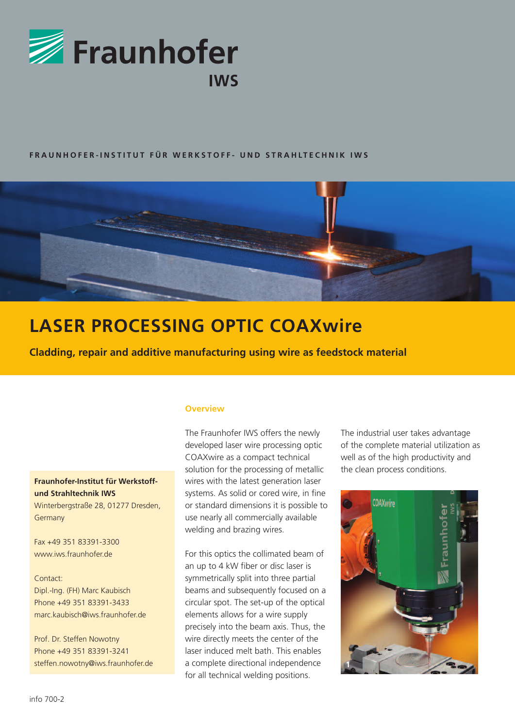Fraunhofer
IWS

FRAUNHOFER-INSTITUT FÜR WERKSTOFF- UND STRAHLTECHNIK IWS

# LASER PROCESSING OPTIC COAXwire

**Cladding, repair and additive manufacturing using wire as feedstock material**

## Overview

The Fraunhofer IWS offers the newly developed laser wire processing optic COAXwire as a compact technical solution for the processing of metallic wires with the latest generation laser systems. As solid or cored wire, in fine or standard dimensions it is possible to use nearly all commercially available welding and brazing wires.

For this optics the collimated beam of an up to 4 kW fiber or disc laser is symmetrically split into three partial beams and subsequently focused on a circular spot. The set-up of the optical elements allows for a wire supply precisely into the beam axis. Thus, the wire directly meets the center of the laser induced melt bath. This enables a complete directional independence for all technical welding positions.

The industrial user takes advantage of the complete material utilization as well as of the high productivity and the clean process conditions.

**Fraunhofer-Institut für Werkstoff- und Strahltechnik IWS**
Winterbergstraße 28, 01277 Dresden, Germany

Fax +49 351 83391-3300
www.iws.fraunhofer.de

Contact:
Dipl.-Ing. (FH) Marc Kaubisch
Phone +49 351 83391-3433
marc.kaubisch@iws.fraunhofer.de

Prof. Dr. Steffen Nowotny
Phone +49 351 83391-3241
steffen.nowotny@iws.fraunhofer.de

info 700-2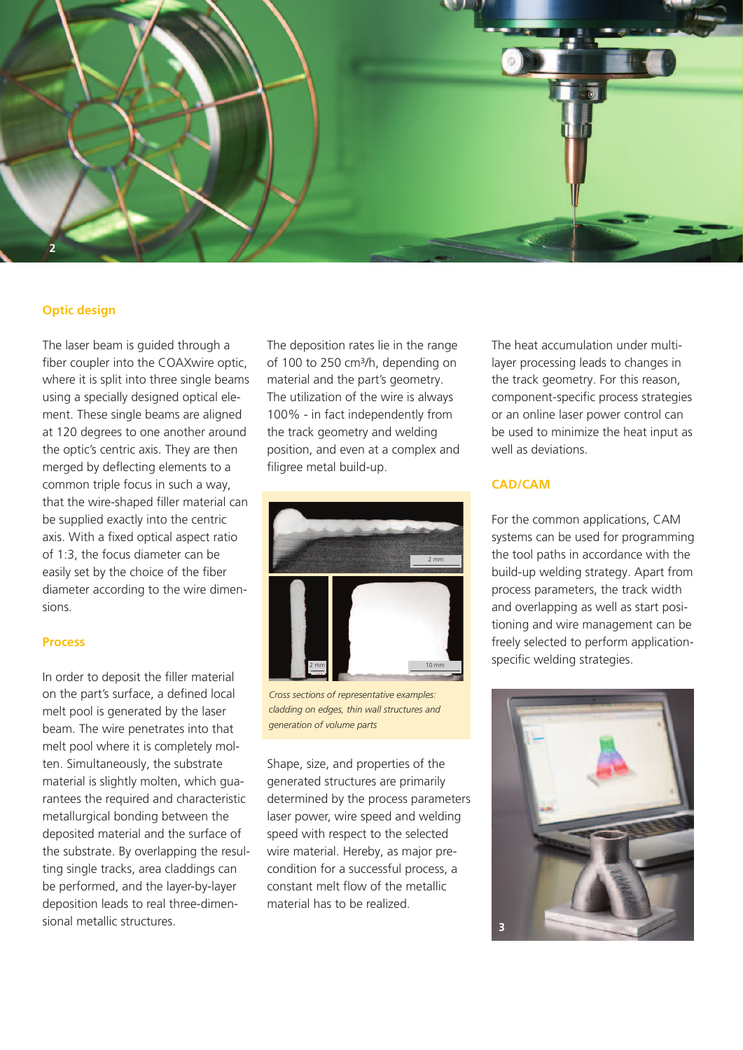## Optic design

The laser beam is guided through a fiber coupler into the COAXwire optic, where it is split into three single beams using a specially designed optical element. These single beams are aligned at 120 degrees to one another around the optic's centric axis. They are then merged by deflecting elements to a common triple focus in such a way, that the wire-shaped filler material can be supplied exactly into the centric axis. With a fixed optical aspect ratio of 1:3, the focus diameter can be easily set by the choice of the fiber diameter according to the wire dimensions.

## Process

In order to deposit the filler material on the part's surface, a defined local melt pool is generated by the laser beam. The wire penetrates into that melt pool where it is completely molten. Simultaneously, the substrate material is slightly molten, which guarantees the required and characteristic metallurgical bonding between the deposited material and the surface of the substrate. By overlapping the resulting single tracks, area claddings can be performed, and the layer-by-layer deposition leads to real three-dimensional metallic structures.

The deposition rates lie in the range of 100 to 250 cm³/h, depending on material and the part's geometry. The utilization of the wire is always 100% - in fact independently from the track geometry and welding position, and even at a complex and filigree metal build-up.

*Cross sections of representative examples: cladding on edges, thin wall structures and generation of volume parts*

Shape, size, and properties of the generated structures are primarily determined by the process parameters laser power, wire speed and welding speed with respect to the selected wire material. Hereby, as major precondition for a successful process, a constant melt flow of the metallic material has to be realized.

The heat accumulation under multi-layer processing leads to changes in the track geometry. For this reason, component-specific process strategies or an online laser power control can be used to minimize the heat input as well as deviations.

## CAD/CAM

For the common applications, CAM systems can be used for programming the tool paths in accordance with the build-up welding strategy. Apart from process parameters, the track width and overlapping as well as start positioning and wire management can be freely selected to perform application-specific welding strategies.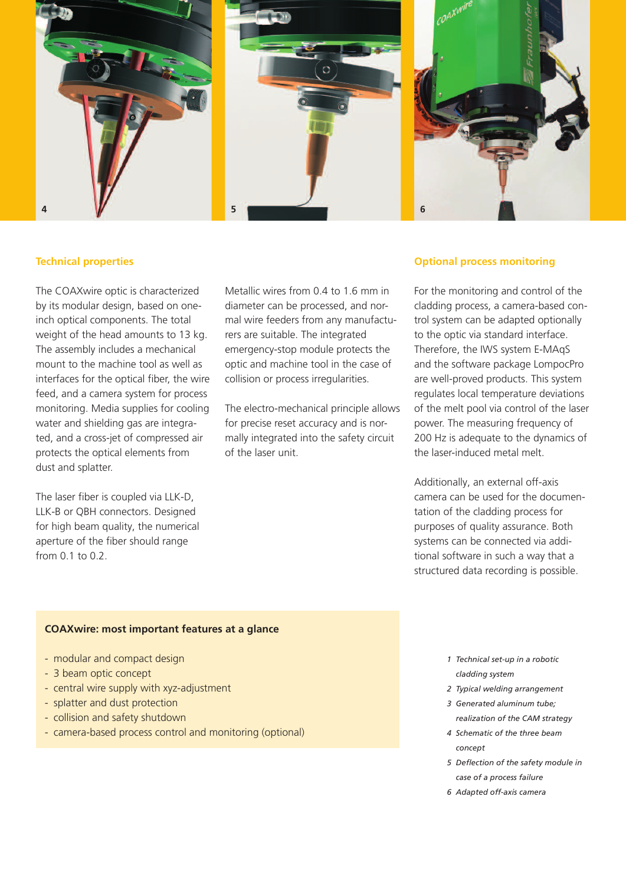## Technical properties

The COAXwire optic is characterized by its modular design, based on one-inch optical components. The total weight of the head amounts to 13 kg. The assembly includes a mechanical mount to the machine tool as well as interfaces for the optical fiber, the wire feed, and a camera system for process monitoring. Media supplies for cooling water and shielding gas are integrated, and a cross-jet of compressed air protects the optical elements from dust and splatter.

The laser fiber is coupled via LLK-D, LLK-B or QBH connectors. Designed for high beam quality, the numerical aperture of the fiber should range from 0.1 to 0.2.

Metallic wires from 0.4 to 1.6 mm in diameter can be processed, and normal wire feeders from any manufacturers are suitable. The integrated emergency-stop module protects the optic and machine tool in the case of collision or process irregularities.

The electro-mechanical principle allows for precise reset accuracy and is normally integrated into the safety circuit of the laser unit.

## Optional process monitoring

For the monitoring and control of the cladding process, a camera-based control system can be adapted optionally to the optic via standard interface. Therefore, the IWS system E-MAqS and the software package LompocPro are well-proved products. This system regulates local temperature deviations of the melt pool via control of the laser power. The measuring frequency of 200 Hz is adequate to the dynamics of the laser-induced metal melt.

Additionally, an external off-axis camera can be used for the documentation of the cladding process for purposes of quality assurance. Both systems can be connected via additional software in such a way that a structured data recording is possible.

**COAXwire: most important features at a glance**

- modular and compact design
- 3 beam optic concept
- central wire supply with xyz-adjustment
- splatter and dust protection
- collision and safety shutdown
- camera-based process control and monitoring (optional)

*1 Technical set-up in a robotic cladding system*
*2 Typical welding arrangement*
*3 Generated aluminum tube; realization of the CAM strategy*
*4 Schematic of the three beam concept*
*5 Deflection of the safety module in case of a process failure*
*6 Adapted off-axis camera*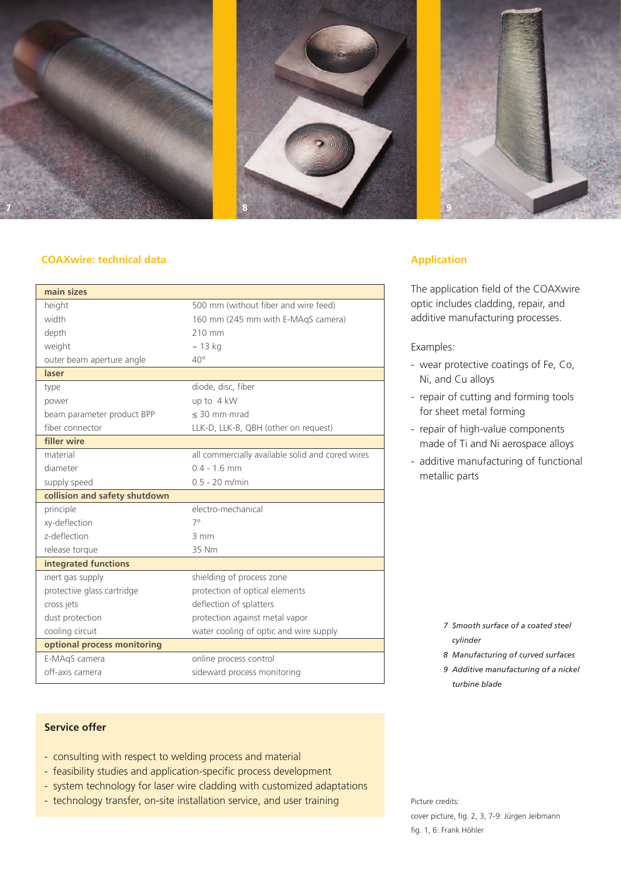## COAXwire: technical data

| | |
|---|---|
| **main sizes** | |
| height | 500 mm (without fiber and wire feed) |
| width | 160 mm (245 mm with E-MAqS camera) |
| depth | 210 mm |
| weight | ~ 13 kg |
| outer beam aperture angle | 40° |
| **laser** | |
| type | diode, disc, fiber |
| power | up to 4 kW |
| beam parameter product BPP | ≤ 30 mm·mrad |
| fiber connector | LLK-D, LLK-B, QBH (other on request) |
| **filler wire** | |
| material | all commercially available solid and cored wires |
| diameter | 0.4 - 1.6 mm |
| supply speed | 0.5 - 20 m/min |
| **collision and safety shutdown** | |
| principle | electro-mechanical |
| xy-deflection | 7° |
| z-deflection | 3 mm |
| release torque | 35 Nm |
| **integrated functions** | |
| inert gas supply | shielding of process zone |
| protective glass cartridge | protection of optical elements |
| cross jets | deflection of splatters |
| dust protection | protection against metal vapor |
| cooling circuit | water cooling of optic and wire supply |
| **optional process monitoring** | |
| E-MAqS camera | online process control |
| off-axis camera | sideward process monitoring |

### Service offer

- consulting with respect to welding process and material
- feasibility studies and application-specific process development
- system technology for laser wire cladding with customized adaptations
- technology transfer, on-site installation service, and user training

## Application

The application field of the COAXwire optic includes cladding, repair, and additive manufacturing processes.

Examples:

- wear protective coatings of Fe, Co, Ni, and Cu alloys
- repair of cutting and forming tools for sheet metal forming
- repair of high-value components made of Ti and Ni aerospace alloys
- additive manufacturing of functional metallic parts

*7 Smooth surface of a coated steel cylinder*

*8 Manufacturing of curved surfaces*

*9 Additive manufacturing of a nickel turbine blade*

Picture credits:
cover picture, fig. 2, 3, 7-9: Jürgen Jeibmann
fig. 1, 6: Frank Höhler